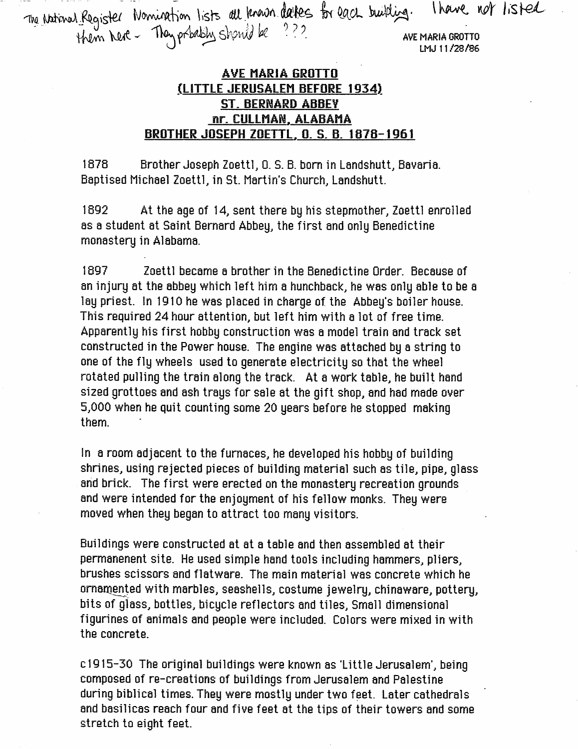The National Register Nomination lists all known dates for each building. I have not listed them here - They probably should be ???

AVE MARIA GROTTO
LMJ 11/28/86

# AVE MARIA GROTTO
## (LITTLE JERUSALEM BEFORE 1934)
## ST. BERNARD ABBEY
## nr. CULLMAN, ALABAMA
## BROTHER JOSEPH ZOETTL, O. S. B. 1878-1961

1878 Brother Joseph Zoettl, O. S. B. born in Landshutt, Bavaria. Baptised Michael Zoettl, in St. Martin's Church, Landshutt.

1892 At the age of 14, sent there by his stepmother, Zoettl enrolled as a student at Saint Bernard Abbey, the first and only Benedictine monastery in Alabama.

1897 Zoettl became a brother in the Benedictine Order. Because of an injury at the abbey which left him a hunchback, he was only able to be a lay priest. In 1910 he was placed in charge of the Abbey's boiler house. This required 24 hour attention, but left him with a lot of free time. Apparently his first hobby construction was a model train and track set constructed in the Power house. The engine was attached by a string to one of the fly wheels used to generate electricity so that the wheel rotated pulling the train along the track. At a work table, he built hand sized grottoes and ash trays for sale at the gift shop, and had made over 5,000 when he quit counting some 20 years before he stopped making them.

In a room adjacent to the furnaces, he developed his hobby of building shrines, using rejected pieces of building material such as tile, pipe, glass and brick. The first were erected on the monastery recreation grounds and were intended for the enjoyment of his fellow monks. They were moved when they began to attract too many visitors.

Buildings were constructed at at a table and then assembled at their permanenent site. He used simple hand tools including hammers, pliers, brushes scissors and flatware. The main material was concrete which he ornamented with marbles, seashells, costume jewelry, chinaware, pottery, bits of glass, bottles, bicycle reflectors and tiles, Small dimensional figurines of animals and people were included. Colors were mixed in with the concrete.

c1915-30 The original buildings were known as 'Little Jerusalem', being composed of re-creations of buildings from Jerusalem and Palestine during biblical times. They were mostly under two feet. Later cathedrals and basilicas reach four and five feet at the tips of their towers and some stretch to eight feet.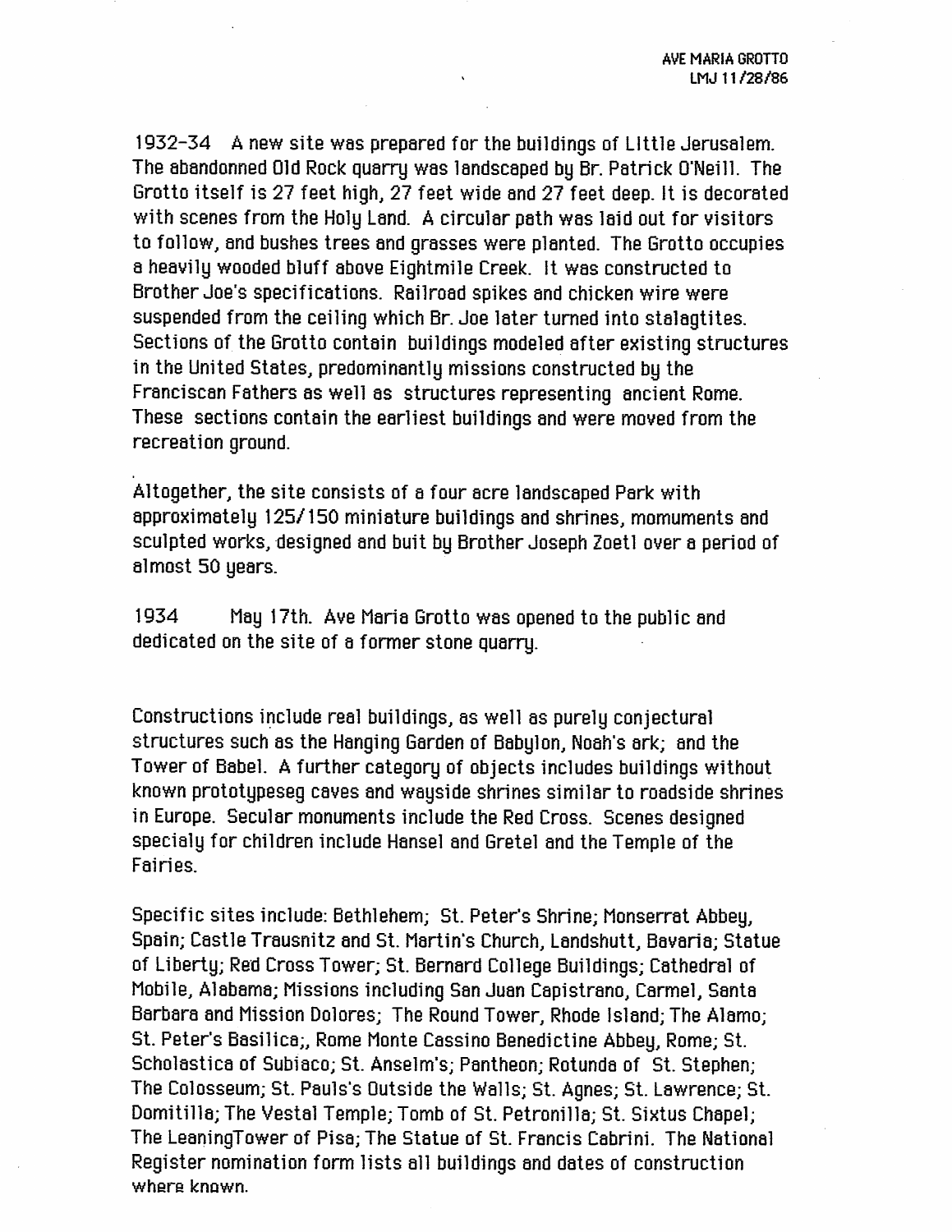AVE MARIA GROTTO
LMJ 11/28/86

1932-34 A new site was prepared for the buildings of Little Jerusalem. The abandonned Old Rock quarry was landscaped by Br. Patrick O'Neill. The Grotto itself is 27 feet high, 27 feet wide and 27 feet deep. It is decorated with scenes from the Holy Land. A circular path was laid out for visitors to follow, and bushes trees and grasses were planted. The Grotto occupies a heavily wooded bluff above Eightmile Creek. It was constructed to Brother Joe's specifications. Railroad spikes and chicken wire were suspended from the ceiling which Br. Joe later turned into stalagtites. Sections of the Grotto contain buildings modeled after existing structures in the United States, predominantly missions constructed by the Franciscan Fathers as well as structures representing ancient Rome. These sections contain the earliest buildings and were moved from the recreation ground.

Altogether, the site consists of a four acre landscaped Park with approximately 125/150 miniature buildings and shrines, momuments and sculpted works, designed and buit by Brother Joseph Zoetl over a period of almost 50 years.

1934 May 17th. Ave Maria Grotto was opened to the public and dedicated on the site of a former stone quarry.

Constructions include real buildings, as well as purely conjectural structures such as the Hanging Garden of Babylon, Noah's ark; and the Tower of Babel. A further category of objects includes buildings without known prototypeseg caves and wayside shrines similar to roadside shrines in Europe. Secular monuments include the Red Cross. Scenes designed specialy for children include Hansel and Gretel and the Temple of the Fairies.

Specific sites include: Bethlehem; St. Peter's Shrine; Monserrat Abbey, Spain; Castle Trausnitz and St. Martin's Church, Landshutt, Bavaria; Statue of Liberty; Red Cross Tower; St. Bernard College Buildings; Cathedral of Mobile, Alabama; Missions including San Juan Capistrano, Carmel, Santa Barbara and Mission Dolores; The Round Tower, Rhode Island; The Alamo; St. Peter's Basilica;, Rome Monte Cassino Benedictine Abbey, Rome; St. Scholastica of Subiaco; St. Anselm's; Pantheon; Rotunda of St. Stephen; The Colosseum; St. Pauls's Outside the Walls; St. Agnes; St. Lawrence; St. Domitilla; The Vestal Temple; Tomb of St. Petronilla; St. Sixtus Chapel; The LeaningTower of Pisa; The Statue of St. Francis Cabrini. The National Register nomination form lists all buildings and dates of construction where known.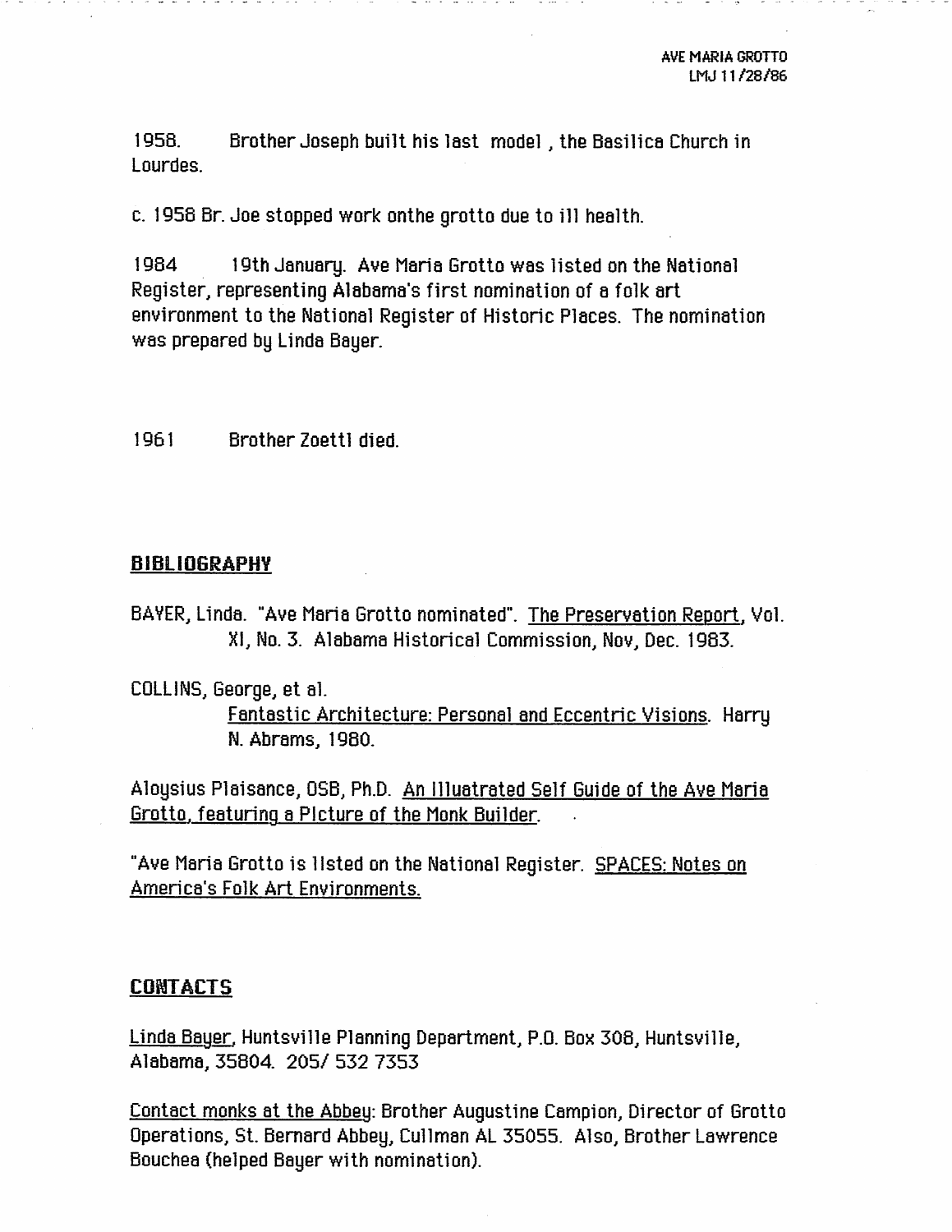1958. Brother Joseph built his last model , the Basilica Church in Lourdes.

c. 1958 Br. Joe stopped work onthe grotto due to ill health.

1984 19th January. Ave Maria Grotto was listed on the National Register, representing Alabama's first nomination of a folk art environment to the National Register of Historic Places. The nomination was prepared by Linda Bayer.

1961 Brother Zoettl died.

## BIBLIOGRAPHY

BAYER, Linda. "Ave Maria Grotto nominated". The Preservation Report, Vol. XI, No. 3. Alabama Historical Commission, Nov, Dec. 1983.

COLLINS, George, et al.
Fantastic Architecture: Personal and Eccentric Visions. Harry N. Abrams, 1980.

Aloysius Plaisance, OSB, Ph.D. An Illuatrated Self Guide of the Ave Maria Grotto, featuring a PIcture of the Monk Builder.

"Ave Maria Grotto is listed on the National Register. SPACES: Notes on America's Folk Art Environments.

## CONTACTS

Linda Bayer, Huntsville Planning Department, P.O. Box 308, Huntsville, Alabama, 35804. 205/ 532 7353

Contact monks at the Abbey: Brother Augustine Campion, Director of Grotto Operations, St. Bernard Abbey, Cullman AL 35055. Also, Brother Lawrence Bouchea (helped Bayer with nomination).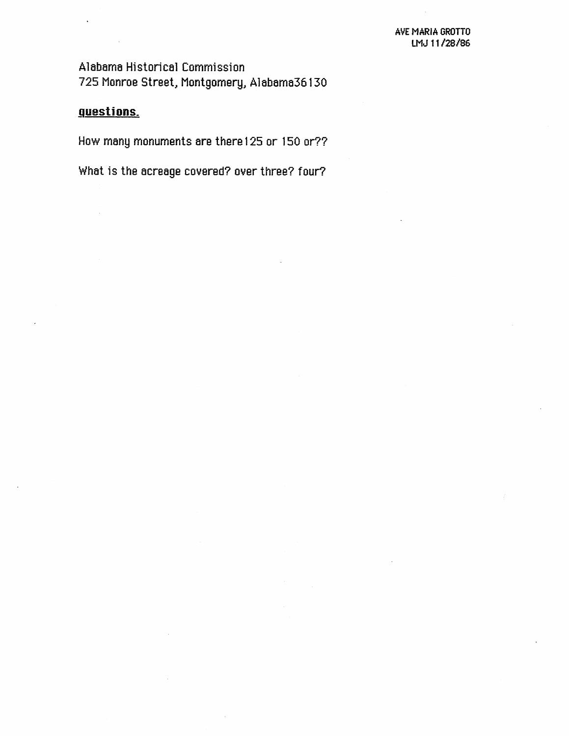AVE MARIA GROTTO
LMJ 11/28/86

Alabama Historical Commission
725 Monroe Street, Montgomery, Alabama36130

**questions.**

How many monuments are there125 or 150 or??

What is the acreage covered? over three? four?